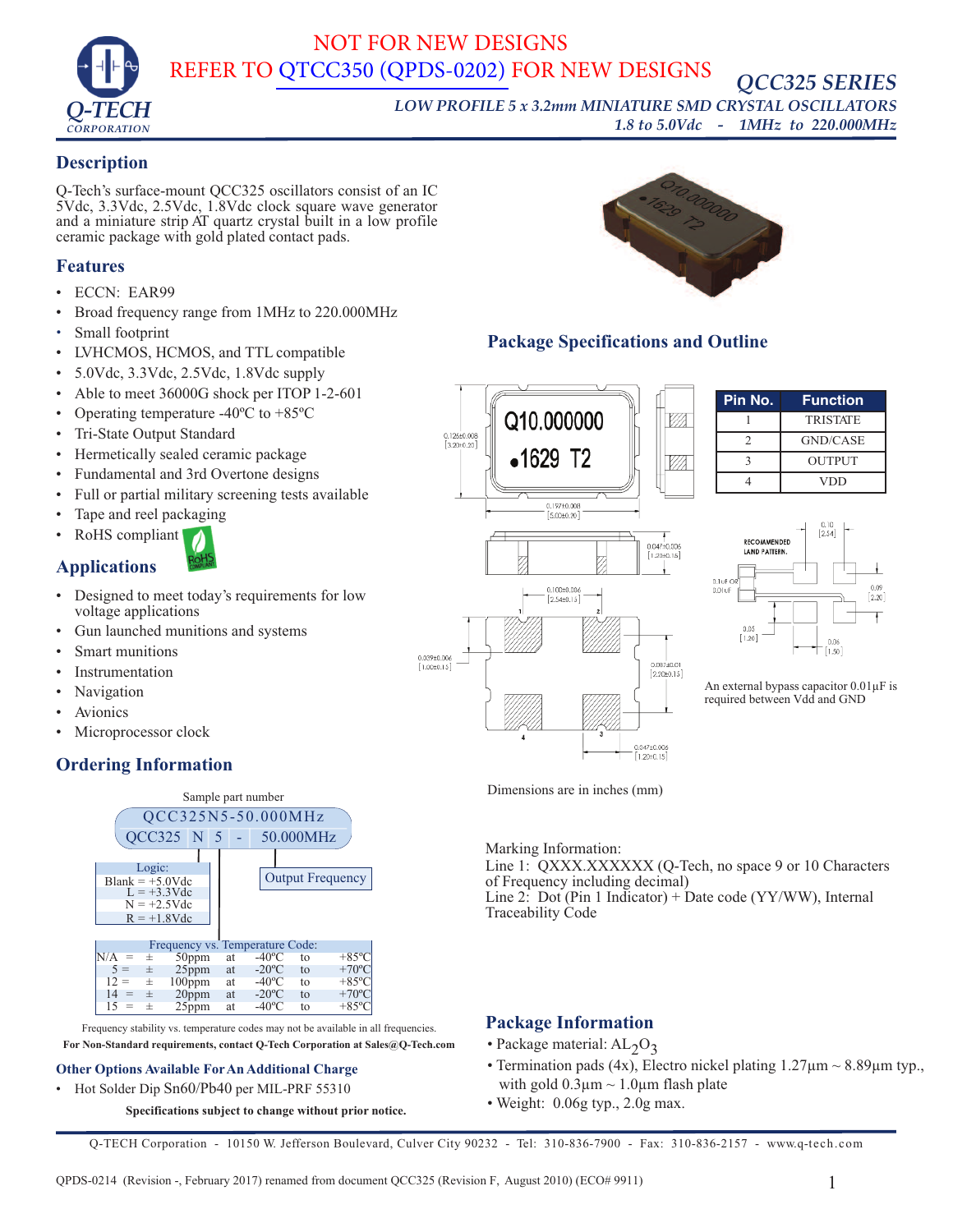NOT FOR NEW DESIGNS
REFER TO QTCC350 (QPDS-0202) FOR NEW DESIGNS

# QCC325 SERIES

*LOW PROFILE 5 x 3.2mm MINIATURE SMD CRYSTAL OSCILLATORS*
*1.8 to 5.0Vdc - 1MHz to 220.000MHz*

## Description

Q-Tech's surface-mount QCC325 oscillators consist of an IC 5Vdc, 3.3Vdc, 2.5Vdc, 1.8Vdc clock square wave generator and a miniature strip AT quartz crystal built in a low profile ceramic package with gold plated contact pads.

## Features

- ECCN: EAR99
- Broad frequency range from 1MHz to 220.000MHz
- Small footprint
- LVHCMOS, HCMOS, and TTL compatible
- 5.0Vdc, 3.3Vdc, 2.5Vdc, 1.8Vdc supply
- Able to meet 36000G shock per ITOP 1-2-601
- Operating temperature -40ºC to +85ºC
- Tri-State Output Standard
- Hermetically sealed ceramic package
- Fundamental and 3rd Overtone designs
- Full or partial military screening tests available
- Tape and reel packaging
- RoHS compliant

## Applications

- Designed to meet today's requirements for low voltage applications
- Gun launched munitions and systems
- Smart munitions
- Instrumentation
- Navigation
- Avionics
- Microprocessor clock

## Ordering Information

Sample part number

QCC325N5-50.000MHz

QCC325 N 5 - 50.000MHz

Logic:
- Blank = +5.0Vdc
- L = +3.3Vdc
- N = +2.5Vdc
- R = +1.8Vdc

Output Frequency

Frequency vs. Temperature Code:

| Code | Stability | | Temperature range |
|---|---|---|---|
| N/A = | ± 50ppm | at | -40ºC to +85ºC |
| 5 = | ± 25ppm | at | -20ºC to +70ºC |
| 12 = | ± 100ppm | at | -40ºC to +85ºC |
| 14 = | ± 20ppm | at | -20ºC to +70ºC |
| 15 = | ± 25ppm | at | -40ºC to +85ºC |

Frequency stability vs. temperature codes may not be available in all frequencies.

**For Non-Standard requirements, contact Q-Tech Corporation at Sales@Q-Tech.com**

### Other Options Available For An Additional Charge

- Hot Solder Dip Sn60/Pb40 per MIL-PRF 55310

**Specifications subject to change without prior notice.**

## Package Specifications and Outline

| Pin No. | Function |
|---|---|
| 1 | TRISTATE |
| 2 | GND/CASE |
| 3 | OUTPUT |
| 4 | VDD |

An external bypass capacitor 0.01µF is required between Vdd and GND

Dimensions are in inches (mm)

Marking Information:
Line 1: QXXX.XXXXXX (Q-Tech, no space 9 or 10 Characters of Frequency including decimal)
Line 2: Dot (Pin 1 Indicator) + Date code (YY/WW), Internal Traceability Code

## Package Information

- Package material: $AL_2O_3$
- Termination pads (4x), Electro nickel plating 1.27µm ~ 8.89µm typ., with gold 0.3µm ~ 1.0µm flash plate
- Weight: 0.06g typ., 2.0g max.

Q-TECH Corporation - 10150 W. Jefferson Boulevard, Culver City 90232 - Tel: 310-836-7900 - Fax: 310-836-2157 - www.q-tech.com

QPDS-0214 (Revision -, February 2017) renamed from document QCC325 (Revision F, August 2010) (ECO# 9911)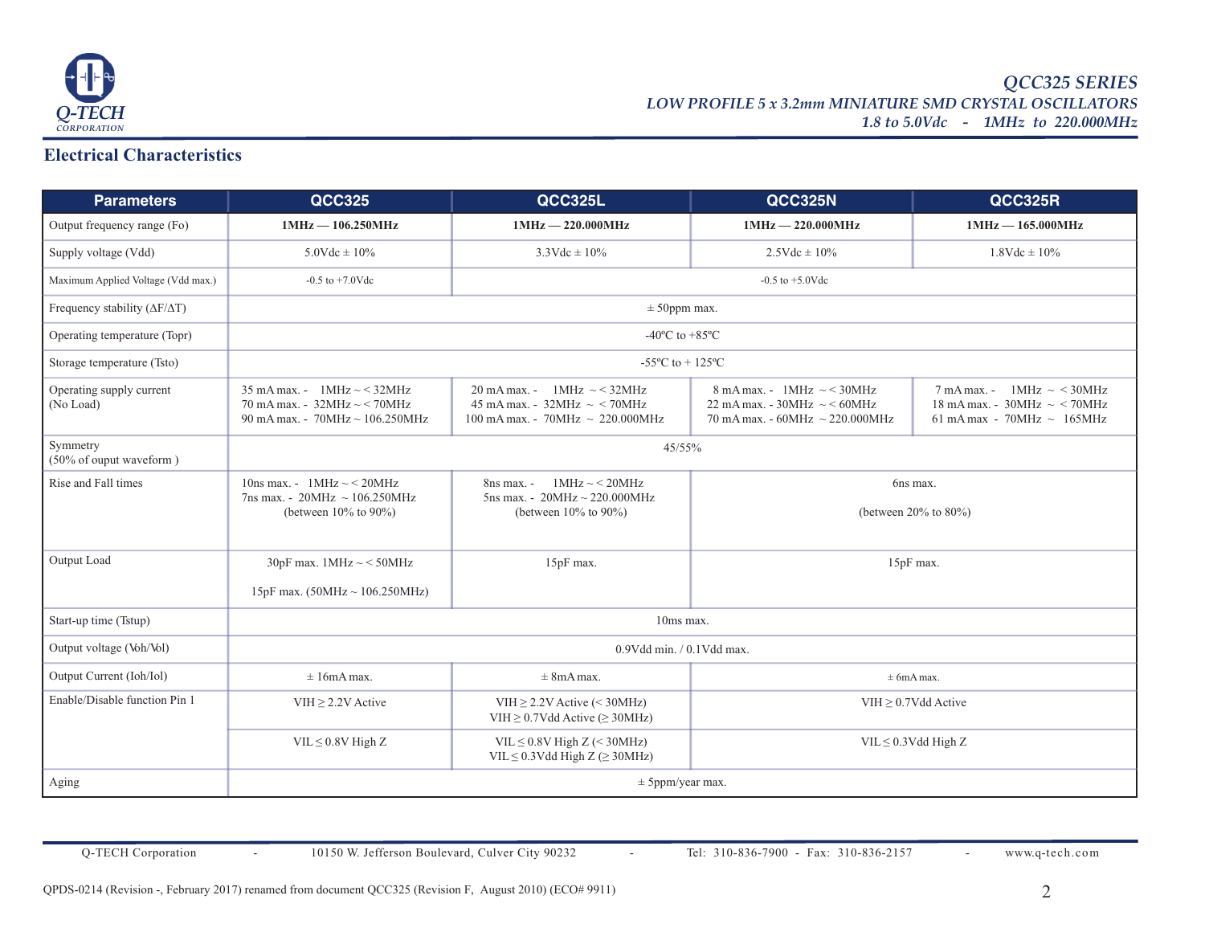## Electrical Characteristics

| Parameters | QCC325 | QCC325L | QCC325N | QCC325R |
|---|---|---|---|---|
| Output frequency range (Fo) | **1MHz — 106.250MHz** | **1MHz — 220.000MHz** | **1MHz — 220.000MHz** | **1MHz — 165.000MHz** |
| Supply voltage (Vdd) | 5.0Vdc ± 10% | 3.3Vdc ± 10% | 2.5Vdc ± 10% | 1.8Vdc ± 10% |
| Maximum Applied Voltage (Vdd max.) | -0.5 to +7.0Vdc | -0.5 to +5.0Vdc | | |
| Frequency stability (ΔF/ΔT) | ± 50ppm max. | | | |
| Operating temperature (Topr) | -40ºC to +85ºC | | | |
| Storage temperature (Tsto) | -55ºC to + 125ºC | | | |
| Operating supply current (No Load) | 35 mA max. - 1MHz ~ < 32MHz<br>70 mA max. - 32MHz ~ < 70MHz<br>90 mA max. - 70MHz ~ 106.250MHz | 20 mA max. - 1MHz ~ < 32MHz<br>45 mA max. - 32MHz ~ < 70MHz<br>100 mA max. - 70MHz ~ 220.000MHz | 8 mA max. - 1MHz ~ < 30MHz<br>22 mA max. - 30MHz ~ < 60MHz<br>70 mA max. - 60MHz ~ 220.000MHz | 7 mA max. - 1MHz ~ < 30MHz<br>18 mA max. - 30MHz ~ < 70MHz<br>61 mA max - 70MHz ~ 165MHz |
| Symmetry (50% of ouput waveform ) | 45/55% | | | |
| Rise and Fall times | 10ns max. - 1MHz ~ < 20MHz<br>7ns max. - 20MHz ~ 106.250MHz<br>(between 10% to 90%) | 8ns max. - 1MHz ~ < 20MHz<br>5ns max. - 20MHz ~ 220.000MHz<br>(between 10% to 90%) | 6ns max.<br>(between 20% to 80%) | |
| Output Load | 30pF max. 1MHz ~ < 50MHz<br>15pF max. (50MHz ~ 106.250MHz) | 15pF max. | 15pF max. | |
| Start-up time (Tstup) | 10ms max. | | | |
| Output voltage (Voh/Vol) | 0.9Vdd min. / 0.1Vdd max. | | | |
| Output Current (Ioh/Iol) | ± 16mA max. | ± 8mA max. | ± 6mA max. | |
| Enable/Disable function Pin 1 | VIH ≥ 2.2V Active | VIH ≥ 2.2V Active (< 30MHz)<br>VIH ≥ 0.7Vdd Active (≥ 30MHz) | VIH ≥ 0.7Vdd Active | |
| | VIL ≤ 0.8V High Z | VIL ≤ 0.8V High Z (< 30MHz)<br>VIL ≤ 0.3Vdd High Z (≥ 30MHz) | VIL ≤ 0.3Vdd High Z | |
| Aging | ± 5ppm/year max. | | | |

QPDS-0214 (Revision -, February 2017) renamed from document QCC325 (Revision F, August 2010) (ECO# 9911)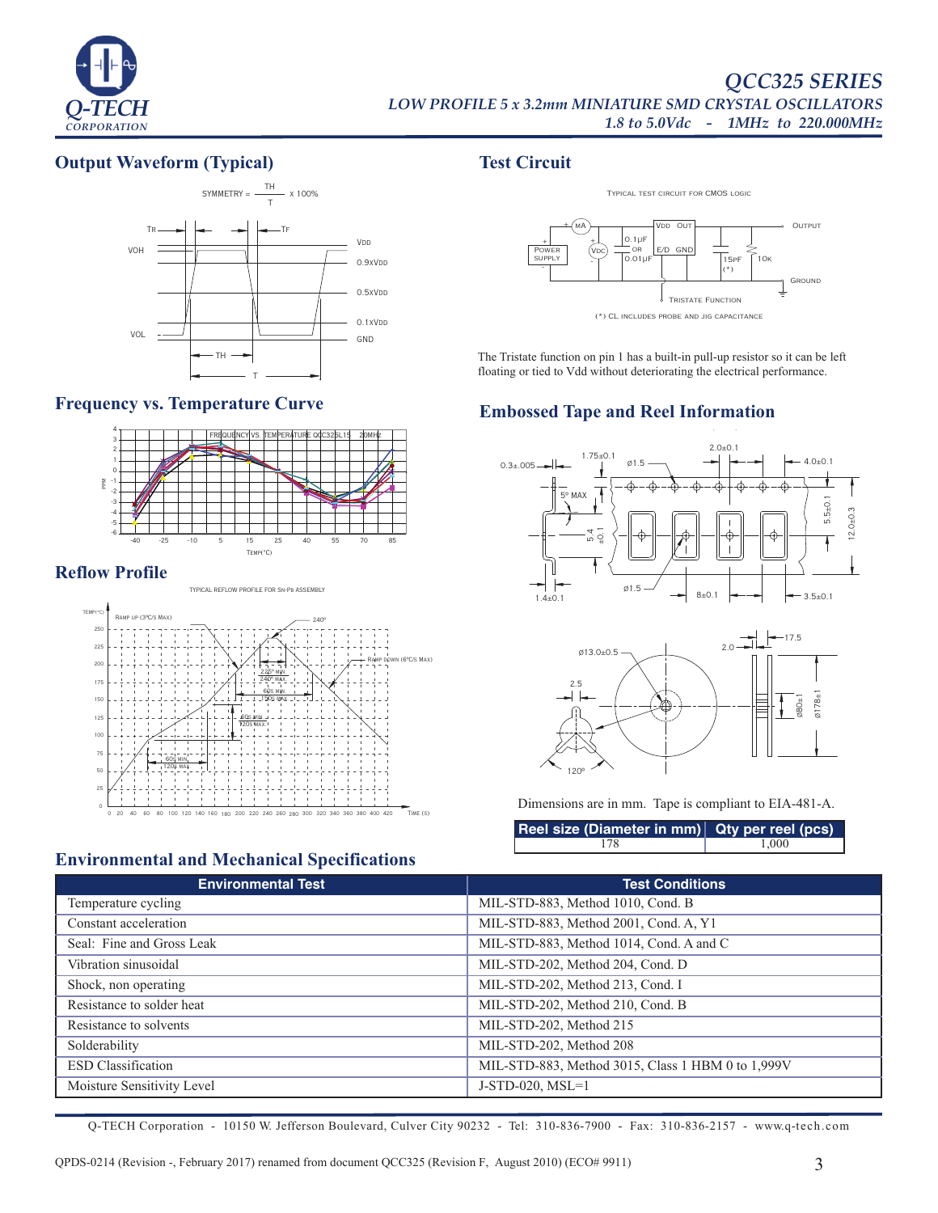## Output Waveform (Typical)

SYMMETRY = $\frac{TH}{T}$ x 100%

## Test Circuit

TYPICAL TEST CIRCUIT FOR CMOS LOGIC

(*) CL INCLUDES PROBE AND JIG CAPACITANCE

The Tristate function on pin 1 has a built-in pull-up resistor so it can be left floating or tied to Vdd without deteriorating the electrical performance.

## Frequency vs. Temperature Curve

## Embossed Tape and Reel Information

## Reflow Profile

TYPICAL REFLOW PROFILE FOR Sn-Pb ASSEMBLY

Dimensions are in mm. Tape is compliant to EIA-481-A.

| Reel size (Diameter in mm) | Qty per reel (pcs) |
|---|---|
| 178 | 1,000 |

## Environmental and Mechanical Specifications

| Environmental Test | Test Conditions |
|---|---|
| Temperature cycling | MIL-STD-883, Method 1010, Cond. B |
| Constant acceleration | MIL-STD-883, Method 2001, Cond. A, Y1 |
| Seal: Fine and Gross Leak | MIL-STD-883, Method 1014, Cond. A and C |
| Vibration sinusoidal | MIL-STD-202, Method 204, Cond. D |
| Shock, non operating | MIL-STD-202, Method 213, Cond. I |
| Resistance to solder heat | MIL-STD-202, Method 210, Cond. B |
| Resistance to solvents | MIL-STD-202, Method 215 |
| Solderability | MIL-STD-202, Method 208 |
| ESD Classification | MIL-STD-883, Method 3015, Class 1 HBM 0 to 1,999V |
| Moisture Sensitivity Level | J-STD-020, MSL=1 |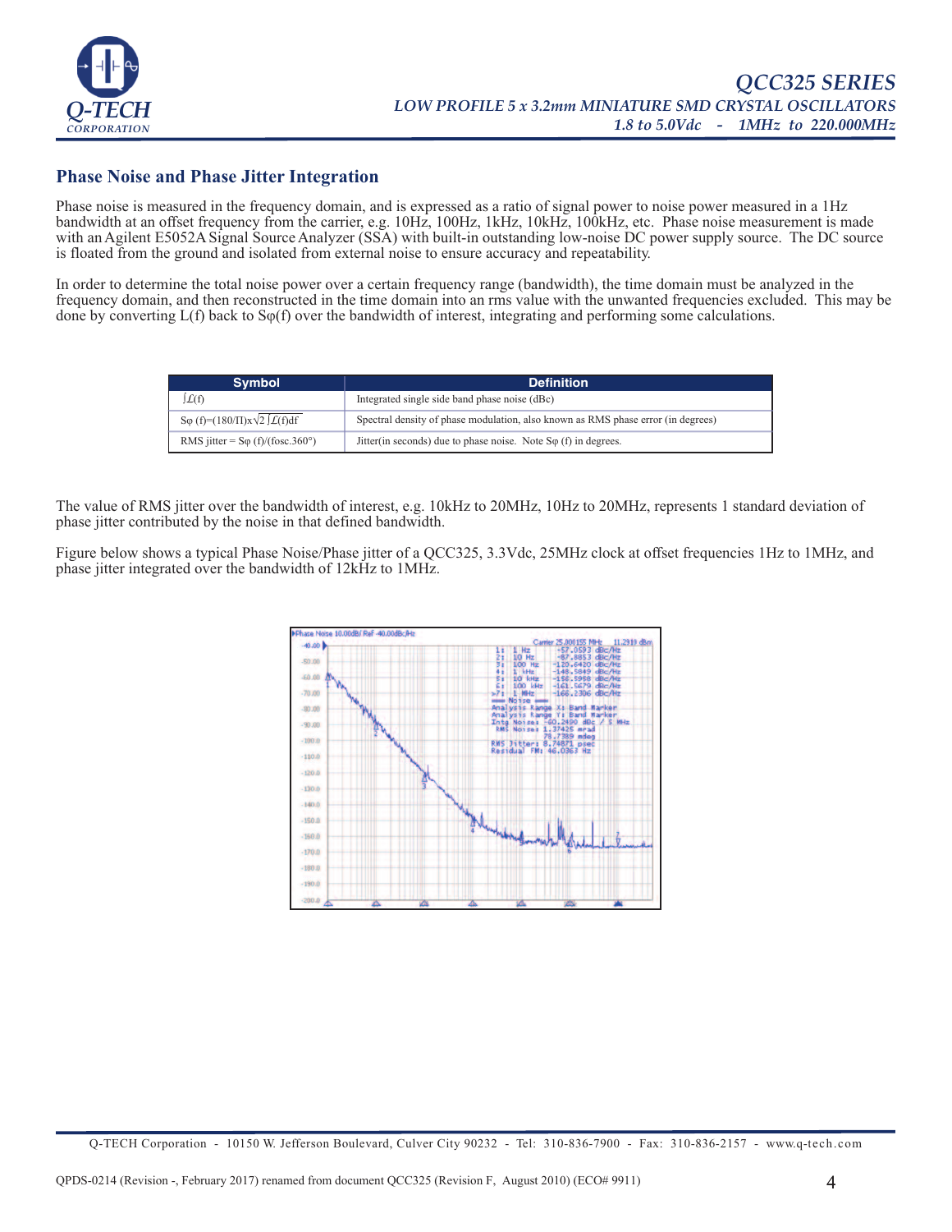## Phase Noise and Phase Jitter Integration

Phase noise is measured in the frequency domain, and is expressed as a ratio of signal power to noise power measured in a 1Hz bandwidth at an offset frequency from the carrier, e.g. 10Hz, 100Hz, 1kHz, 10kHz, 100kHz, etc. Phase noise measurement is made with an Agilent E5052A Signal Source Analyzer (SSA) with built-in outstanding low-noise DC power supply source. The DC source is floated from the ground and isolated from external noise to ensure accuracy and repeatability.

In order to determine the total noise power over a certain frequency range (bandwidth), the time domain must be analyzed in the frequency domain, and then reconstructed in the time domain into an rms value with the unwanted frequencies excluded. This may be done by converting L(f) back to Sφ(f) over the bandwidth of interest, integrating and performing some calculations.

| Symbol | Definition |
|---|---|
| $\int \mathcal{L}(f)$ | Integrated single side band phase noise (dBc) |
| $S\varphi(f) = (180/\Pi) \times \sqrt{2 \int \mathcal{L}(f)df}$ | Spectral density of phase modulation, also known as RMS phase error (in degrees) |
| RMS jitter = $S\varphi(f)/(f_{osc} \cdot 360°)$ | Jitter(in seconds) due to phase noise. Note Sφ (f) in degrees. |

The value of RMS jitter over the bandwidth of interest, e.g. 10kHz to 20MHz, 10Hz to 20MHz, represents 1 standard deviation of phase jitter contributed by the noise in that defined bandwidth.

Figure below shows a typical Phase Noise/Phase jitter of a QCC325, 3.3Vdc, 25MHz clock at offset frequencies 1Hz to 1MHz, and phase jitter integrated over the bandwidth of 12kHz to 1MHz.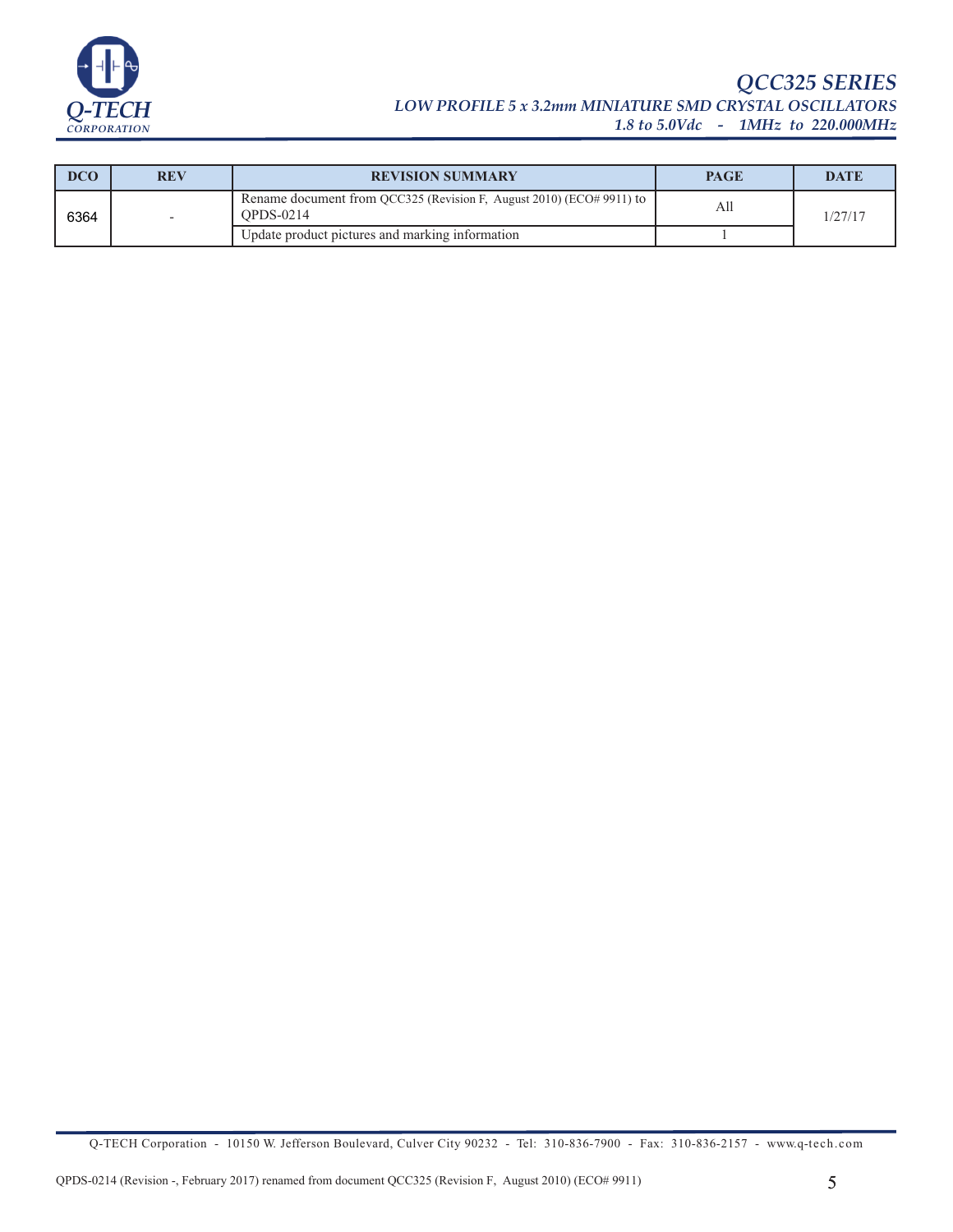| DCO | REV | REVISION SUMMARY | PAGE | DATE |
|---|---|---|---|---|
| 6364 | - | Rename document from QCC325 (Revision F, August 2010) (ECO# 9911) to QPDS-0214 | All | 1/27/17 |
| | | Update product pictures and marking information | 1 | |